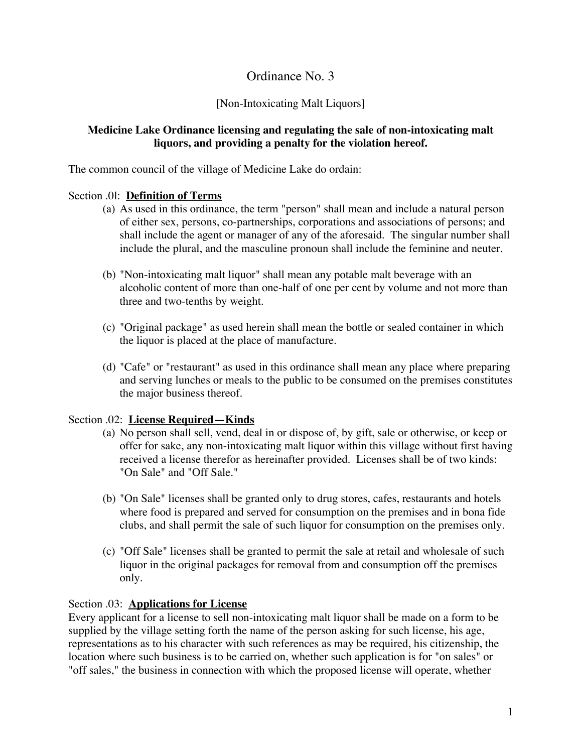# Ordinance No. 3

[Non-Intoxicating Malt Liquors]

**Medicine Lake Ordinance licensing and regulating the sale of non-intoxicating malt liquors, and providing a penalty for the violation hereof.**

The common council of the village of Medicine Lake do ordain:

Section .0l: **Definition of Terms**

(a) As used in this ordinance, the term "person" shall mean and include a natural person of either sex, persons, co-partnerships, corporations and associations of persons; and shall include the agent or manager of any of the aforesaid. The singular number shall include the plural, and the masculine pronoun shall include the feminine and neuter.

(b) "Non-intoxicating malt liquor" shall mean any potable malt beverage with an alcoholic content of more than one-half of one per cent by volume and not more than three and two-tenths by weight.

(c) "Original package" as used herein shall mean the bottle or sealed container in which the liquor is placed at the place of manufacture.

(d) "Cafe" or "restaurant" as used in this ordinance shall mean any place where preparing and serving lunches or meals to the public to be consumed on the premises constitutes the major business thereof.

Section .02: **License Required—Kinds**

(a) No person shall sell, vend, deal in or dispose of, by gift, sale or otherwise, or keep or offer for sake, any non-intoxicating malt liquor within this village without first having received a license therefor as hereinafter provided. Licenses shall be of two kinds: "On Sale" and "Off Sale."

(b) "On Sale" licenses shall be granted only to drug stores, cafes, restaurants and hotels where food is prepared and served for consumption on the premises and in bona fide clubs, and shall permit the sale of such liquor for consumption on the premises only.

(c) "Off Sale" licenses shall be granted to permit the sale at retail and wholesale of such liquor in the original packages for removal from and consumption off the premises only.

Section .03: **Applications for License**

Every applicant for a license to sell non-intoxicating malt liquor shall be made on a form to be supplied by the village setting forth the name of the person asking for such license, his age, representations as to his character with such references as may be required, his citizenship, the location where such business is to be carried on, whether such application is for "on sales" or "off sales," the business in connection with which the proposed license will operate, whether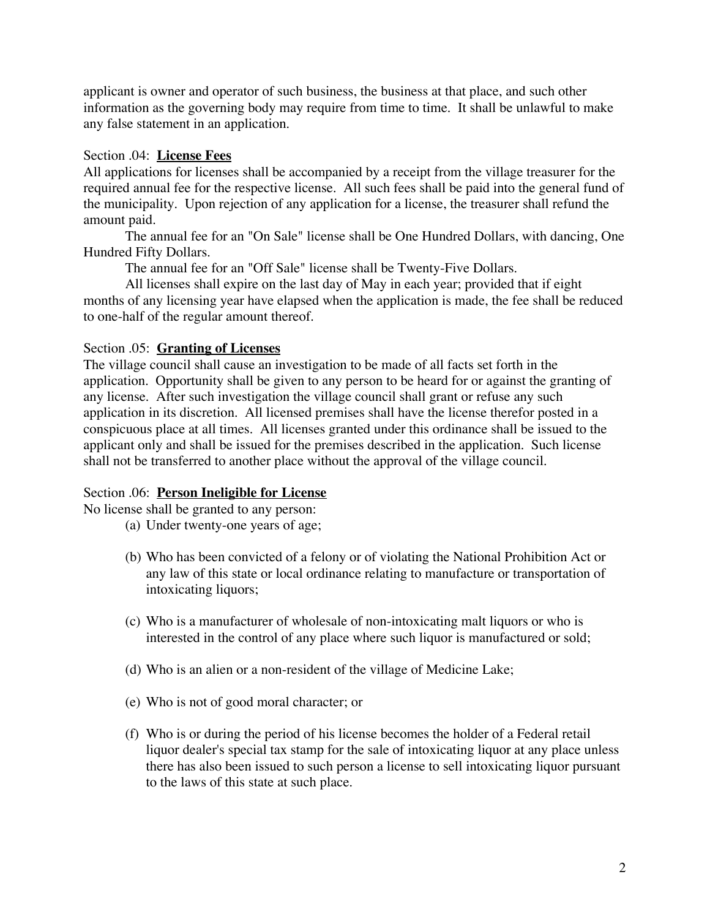applicant is owner and operator of such business, the business at that place, and such other information as the governing body may require from time to time. It shall be unlawful to make any false statement in an application.

Section .04: **License Fees**

All applications for licenses shall be accompanied by a receipt from the village treasurer for the required annual fee for the respective license. All such fees shall be paid into the general fund of the municipality. Upon rejection of any application for a license, the treasurer shall refund the amount paid.

The annual fee for an "On Sale" license shall be One Hundred Dollars, with dancing, One Hundred Fifty Dollars.

The annual fee for an "Off Sale" license shall be Twenty-Five Dollars.

All licenses shall expire on the last day of May in each year; provided that if eight months of any licensing year have elapsed when the application is made, the fee shall be reduced to one-half of the regular amount thereof.

Section .05: **Granting of Licenses**

The village council shall cause an investigation to be made of all facts set forth in the application. Opportunity shall be given to any person to be heard for or against the granting of any license. After such investigation the village council shall grant or refuse any such application in its discretion. All licensed premises shall have the license therefor posted in a conspicuous place at all times. All licenses granted under this ordinance shall be issued to the applicant only and shall be issued for the premises described in the application. Such license shall not be transferred to another place without the approval of the village council.

Section .06: **Person Ineligible for License**

No license shall be granted to any person:

(a) Under twenty-one years of age;

(b) Who has been convicted of a felony or of violating the National Prohibition Act or any law of this state or local ordinance relating to manufacture or transportation of intoxicating liquors;

(c) Who is a manufacturer of wholesale of non-intoxicating malt liquors or who is interested in the control of any place where such liquor is manufactured or sold;

(d) Who is an alien or a non-resident of the village of Medicine Lake;

(e) Who is not of good moral character; or

(f) Who is or during the period of his license becomes the holder of a Federal retail liquor dealer's special tax stamp for the sale of intoxicating liquor at any place unless there has also been issued to such person a license to sell intoxicating liquor pursuant to the laws of this state at such place.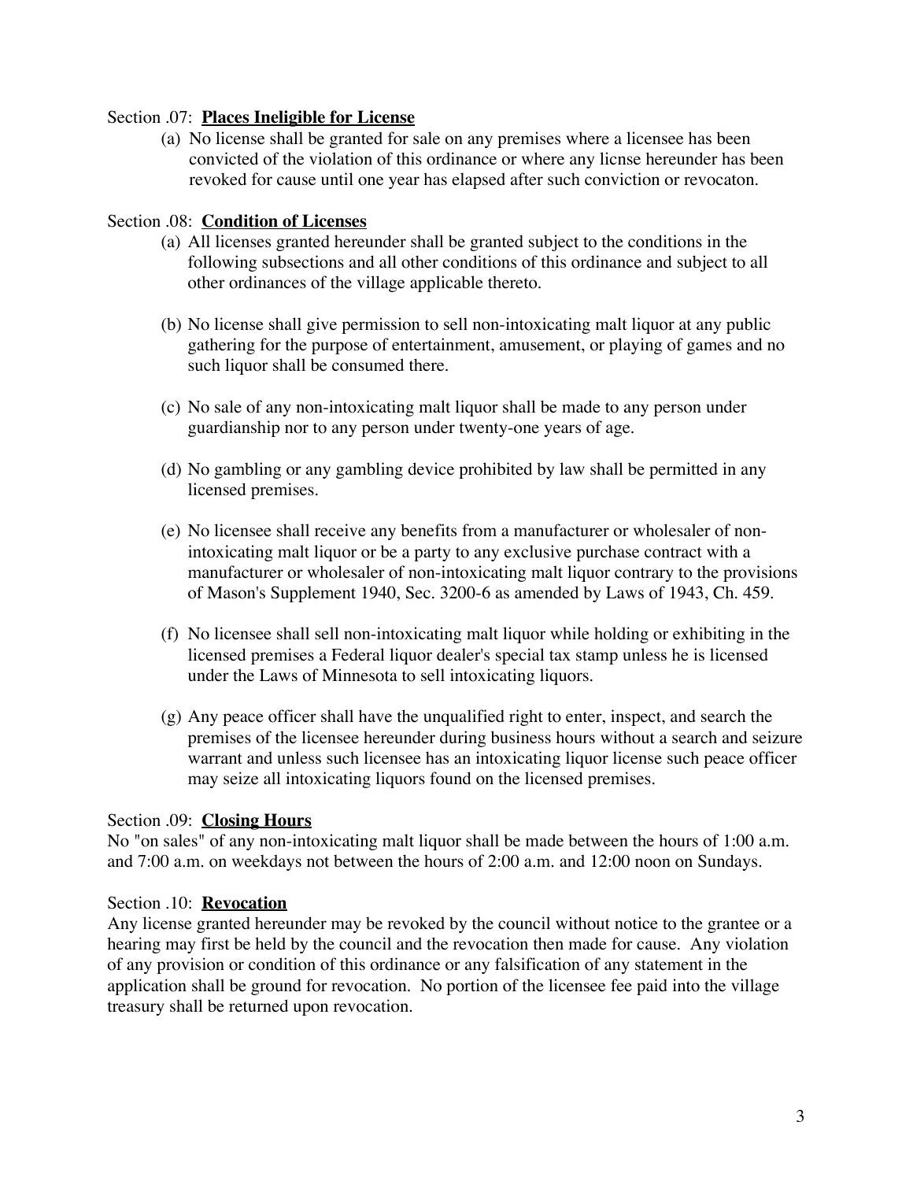Section .07: **<u>Places Ineligible for License</u>**

(a) No license shall be granted for sale on any premises where a licensee has been convicted of the violation of this ordinance or where any licnse hereunder has been revoked for cause until one year has elapsed after such conviction or revocaton.

Section .08: **<u>Condition of Licenses</u>**

(a) All licenses granted hereunder shall be granted subject to the conditions in the following subsections and all other conditions of this ordinance and subject to all other ordinances of the village applicable thereto.

(b) No license shall give permission to sell non-intoxicating malt liquor at any public gathering for the purpose of entertainment, amusement, or playing of games and no such liquor shall be consumed there.

(c) No sale of any non-intoxicating malt liquor shall be made to any person under guardianship nor to any person under twenty-one years of age.

(d) No gambling or any gambling device prohibited by law shall be permitted in any licensed premises.

(e) No licensee shall receive any benefits from a manufacturer or wholesaler of non-intoxicating malt liquor or be a party to any exclusive purchase contract with a manufacturer or wholesaler of non-intoxicating malt liquor contrary to the provisions of Mason's Supplement 1940, Sec. 3200-6 as amended by Laws of 1943, Ch. 459.

(f) No licensee shall sell non-intoxicating malt liquor while holding or exhibiting in the licensed premises a Federal liquor dealer's special tax stamp unless he is licensed under the Laws of Minnesota to sell intoxicating liquors.

(g) Any peace officer shall have the unqualified right to enter, inspect, and search the premises of the licensee hereunder during business hours without a search and seizure warrant and unless such licensee has an intoxicating liquor license such peace officer may seize all intoxicating liquors found on the licensed premises.

Section .09: **<u>Closing Hours</u>**

No "on sales" of any non-intoxicating malt liquor shall be made between the hours of 1:00 a.m. and 7:00 a.m. on weekdays not between the hours of 2:00 a.m. and 12:00 noon on Sundays.

Section .10: **<u>Revocation</u>**

Any license granted hereunder may be revoked by the council without notice to the grantee or a hearing may first be held by the council and the revocation then made for cause. Any violation of any provision or condition of this ordinance or any falsification of any statement in the application shall be ground for revocation. No portion of the licensee fee paid into the village treasury shall be returned upon revocation.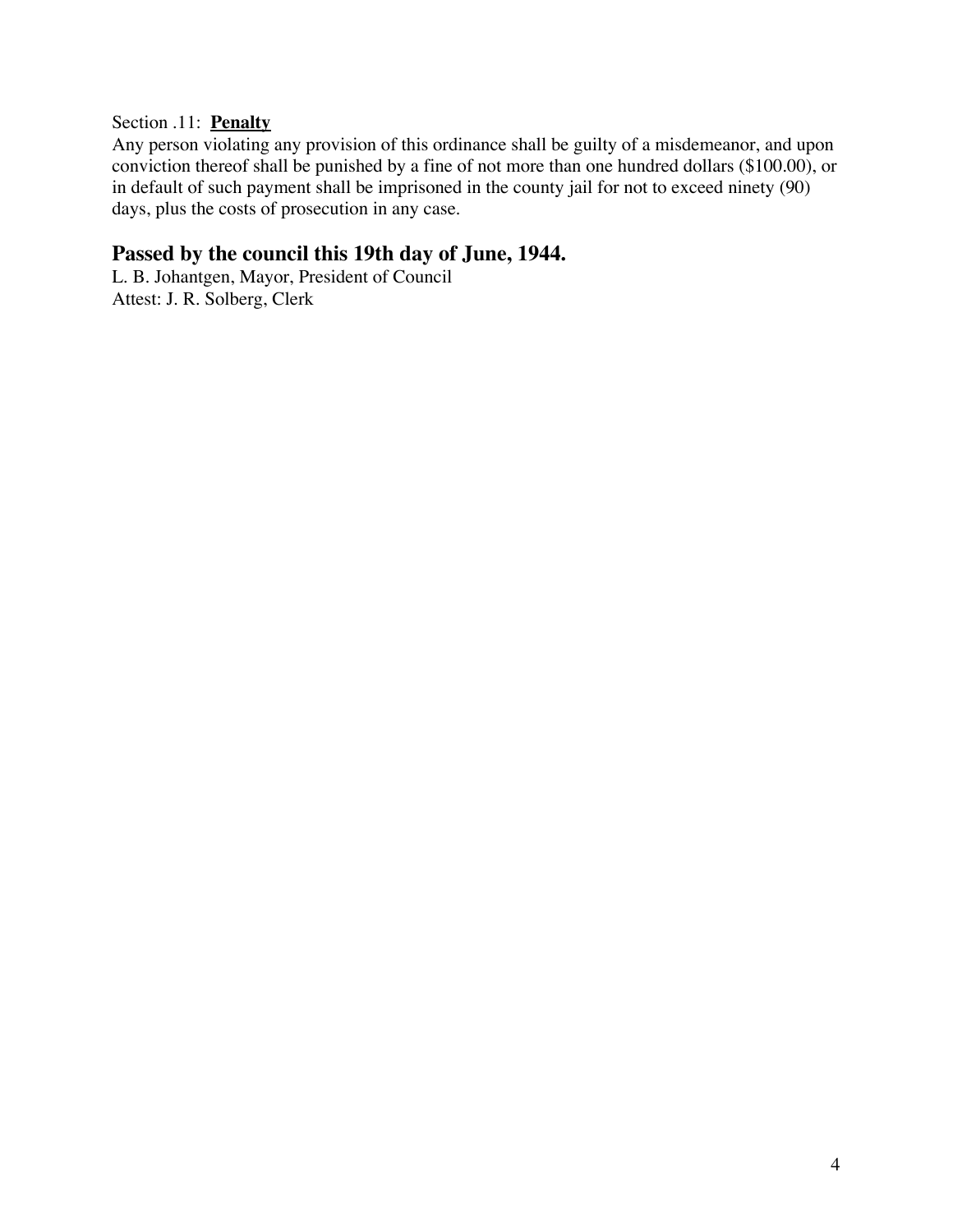Section .11: **<u>Penalty</u>**

Any person violating any provision of this ordinance shall be guilty of a misdemeanor, and upon conviction thereof shall be punished by a fine of not more than one hundred dollars ($100.00), or in default of such payment shall be imprisoned in the county jail for not to exceed ninety (90) days, plus the costs of prosecution in any case.

## Passed by the council this 19th day of June, 1944.

L. B. Johantgen, Mayor, President of Council
Attest: J. R. Solberg, Clerk